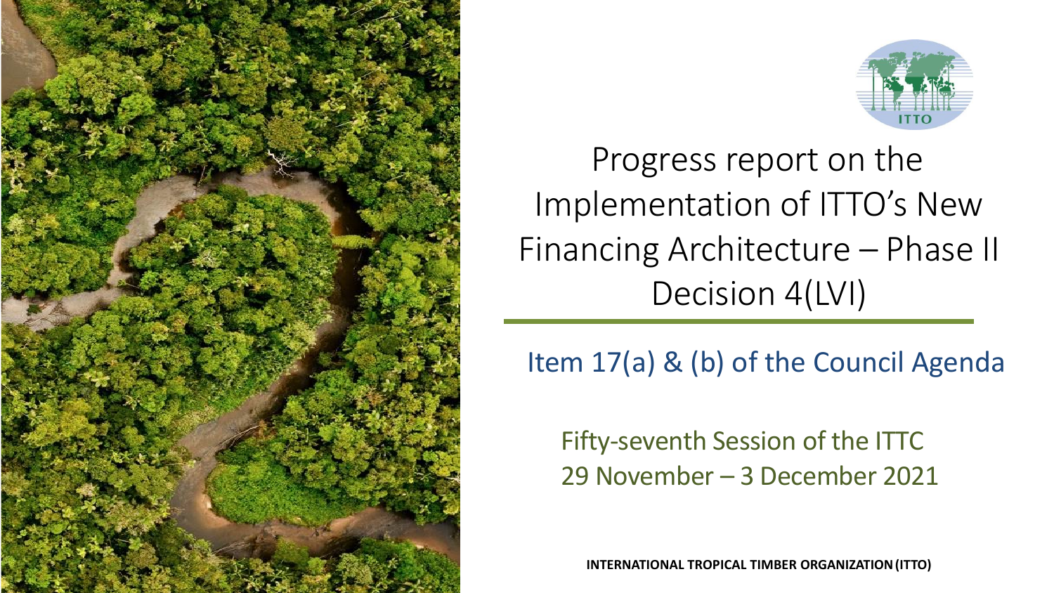# Progress report on the Implementation of ITTO's New Financing Architecture – Phase II Decision 4(LVI)

## Item 17(a) & (b) of the Council Agenda

Fifty-seventh Session of the ITTC
29 November – 3 December 2021

**INTERNATIONAL TROPICAL TIMBER ORGANIZATION (ITTO)**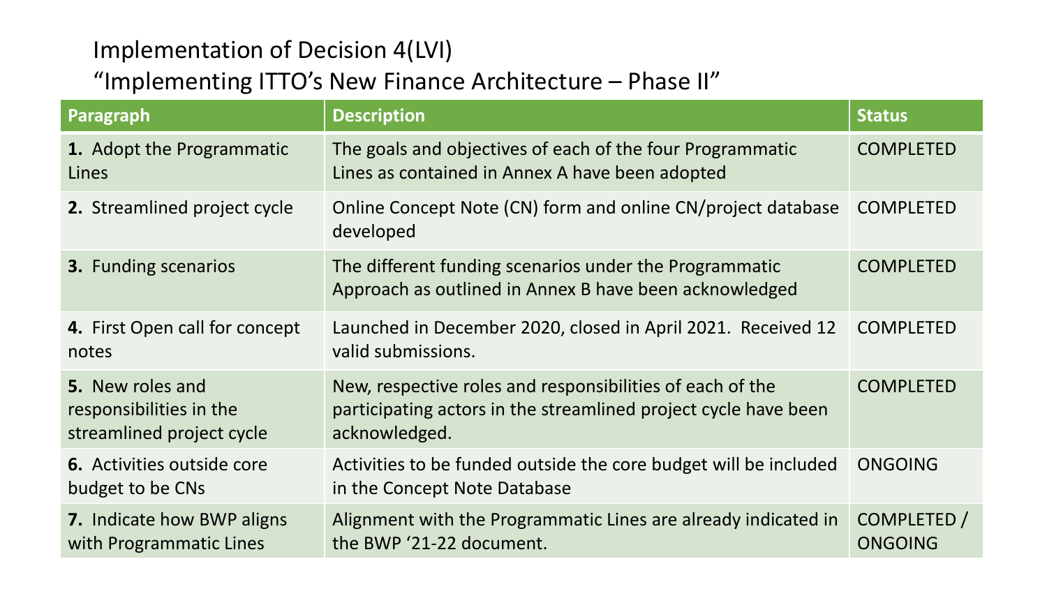# Implementation of Decision 4(LVI)

## "Implementing ITTO's New Finance Architecture – Phase II"

| Paragraph | Description | Status |
|---|---|---|
| **1.** Adopt the Programmatic Lines | The goals and objectives of each of the four Programmatic Lines as contained in Annex A have been adopted | COMPLETED |
| **2.** Streamlined project cycle | Online Concept Note (CN) form and online CN/project database developed | COMPLETED |
| **3.** Funding scenarios | The different funding scenarios under the Programmatic Approach as outlined in Annex B have been acknowledged | COMPLETED |
| **4.** First Open call for concept notes | Launched in December 2020, closed in April 2021. Received 12 valid submissions. | COMPLETED |
| **5.** New roles and responsibilities in the streamlined project cycle | New, respective roles and responsibilities of each of the participating actors in the streamlined project cycle have been acknowledged. | COMPLETED |
| **6.** Activities outside core budget to be CNs | Activities to be funded outside the core budget will be included in the Concept Note Database | ONGOING |
| **7.** Indicate how BWP aligns with Programmatic Lines | Alignment with the Programmatic Lines are already indicated in the BWP '21-22 document. | COMPLETED / ONGOING |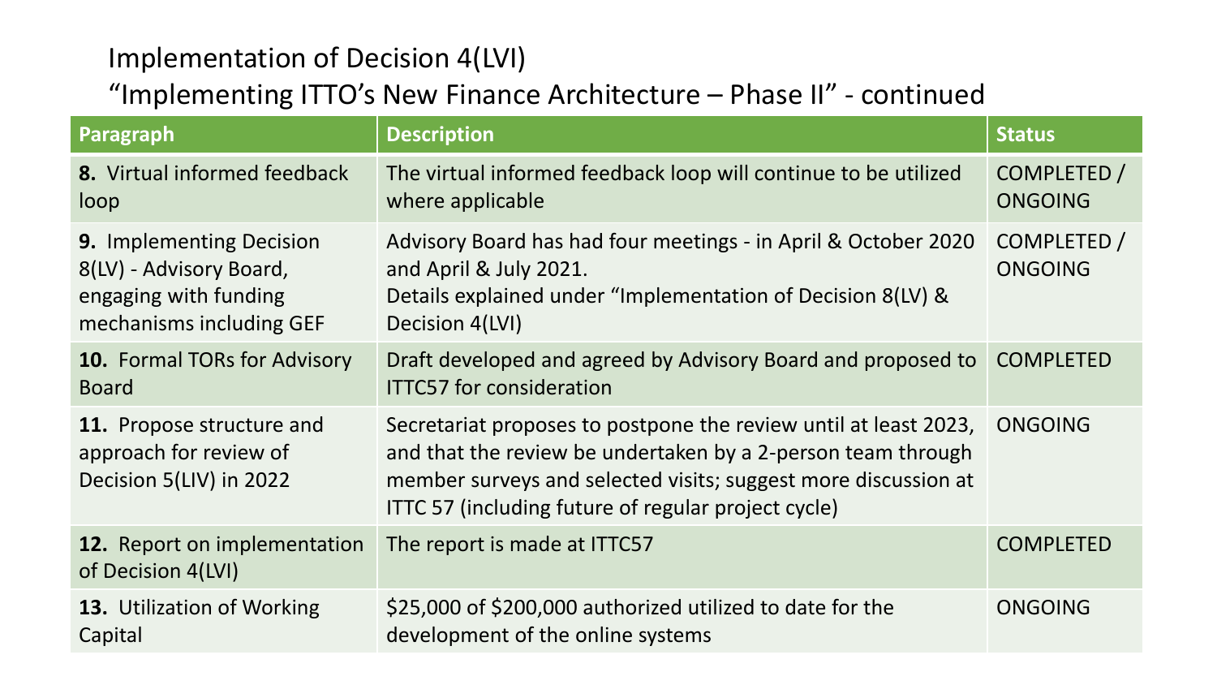## Implementation of Decision 4(LVI)
## "Implementing ITTO's New Finance Architecture – Phase II" - continued

| Paragraph | Description | Status |
|---|---|---|
| **8.** Virtual informed feedback loop | The virtual informed feedback loop will continue to be utilized where applicable | COMPLETED / ONGOING |
| **9.** Implementing Decision 8(LV) - Advisory Board, engaging with funding mechanisms including GEF | Advisory Board has had four meetings - in April & October 2020 and April & July 2021.<br>Details explained under "Implementation of Decision 8(LV) & Decision 4(LVI) | COMPLETED / ONGOING |
| **10.** Formal TORs for Advisory Board | Draft developed and agreed by Advisory Board and proposed to ITTC57 for consideration | COMPLETED |
| **11.** Propose structure and approach for review of Decision 5(LIV) in 2022 | Secretariat proposes to postpone the review until at least 2023, and that the review be undertaken by a 2-person team through member surveys and selected visits; suggest more discussion at ITTC 57 (including future of regular project cycle) | ONGOING |
| **12.** Report on implementation of Decision 4(LVI) | The report is made at ITTC57 | COMPLETED |
| **13.** Utilization of Working Capital | $25,000 of $200,000 authorized utilized to date for the development of the online systems | ONGOING |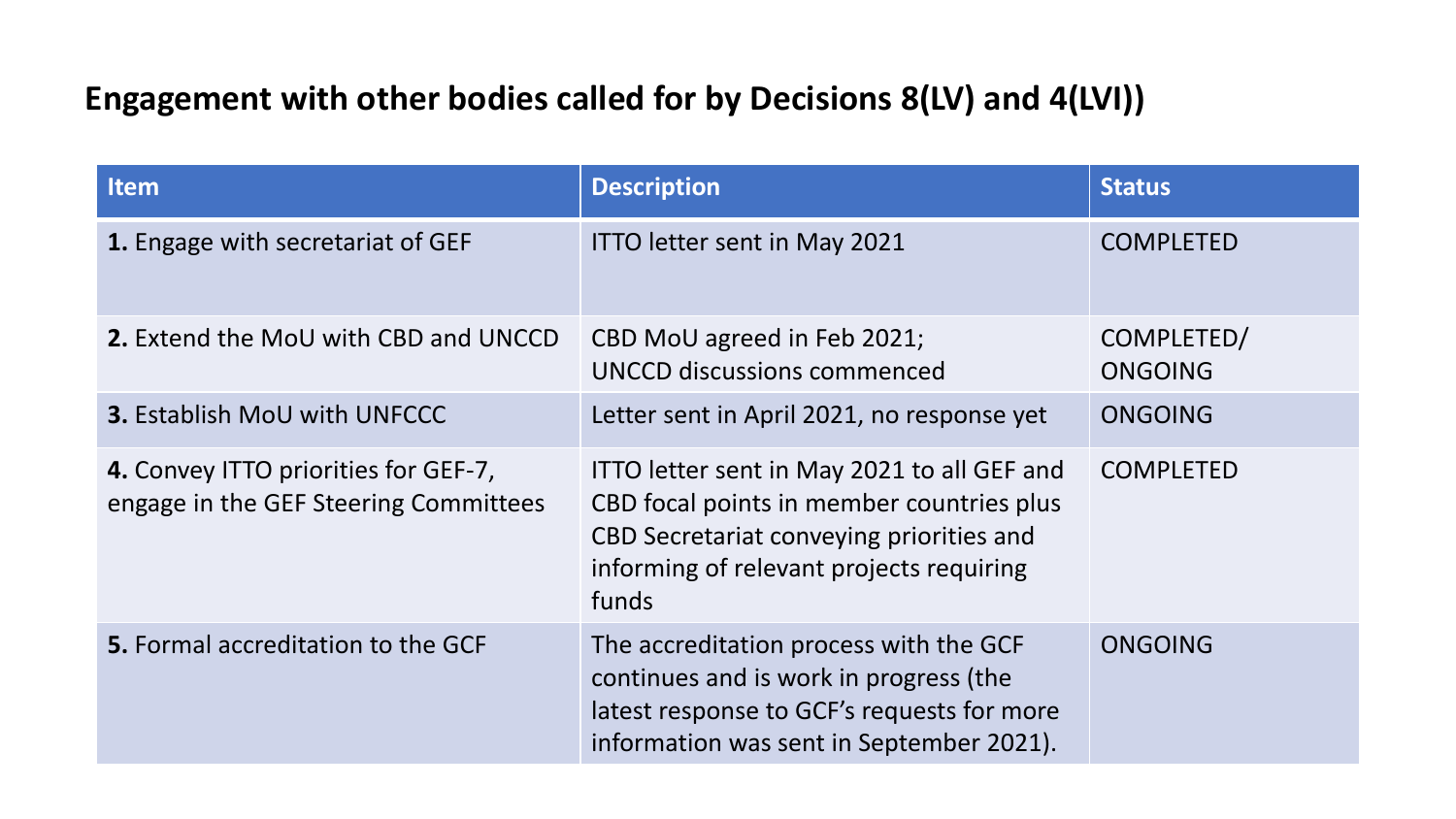## Engagement with other bodies called for by Decisions 8(LV) and 4(LVI))

| Item | Description | Status |
|---|---|---|
| **1.** Engage with secretariat of GEF | ITTO letter sent in May 2021 | COMPLETED |
| **2.** Extend the MoU with CBD and UNCCD | CBD MoU agreed in Feb 2021; UNCCD discussions commenced | COMPLETED/ ONGOING |
| **3.** Establish MoU with UNFCCC | Letter sent in April 2021, no response yet | ONGOING |
| **4.** Convey ITTO priorities for GEF-7, engage in the GEF Steering Committees | ITTO letter sent in May 2021 to all GEF and CBD focal points in member countries plus CBD Secretariat conveying priorities and informing of relevant projects requiring funds | COMPLETED |
| **5.** Formal accreditation to the GCF | The accreditation process with the GCF continues and is work in progress (the latest response to GCF's requests for more information was sent in September 2021). | ONGOING |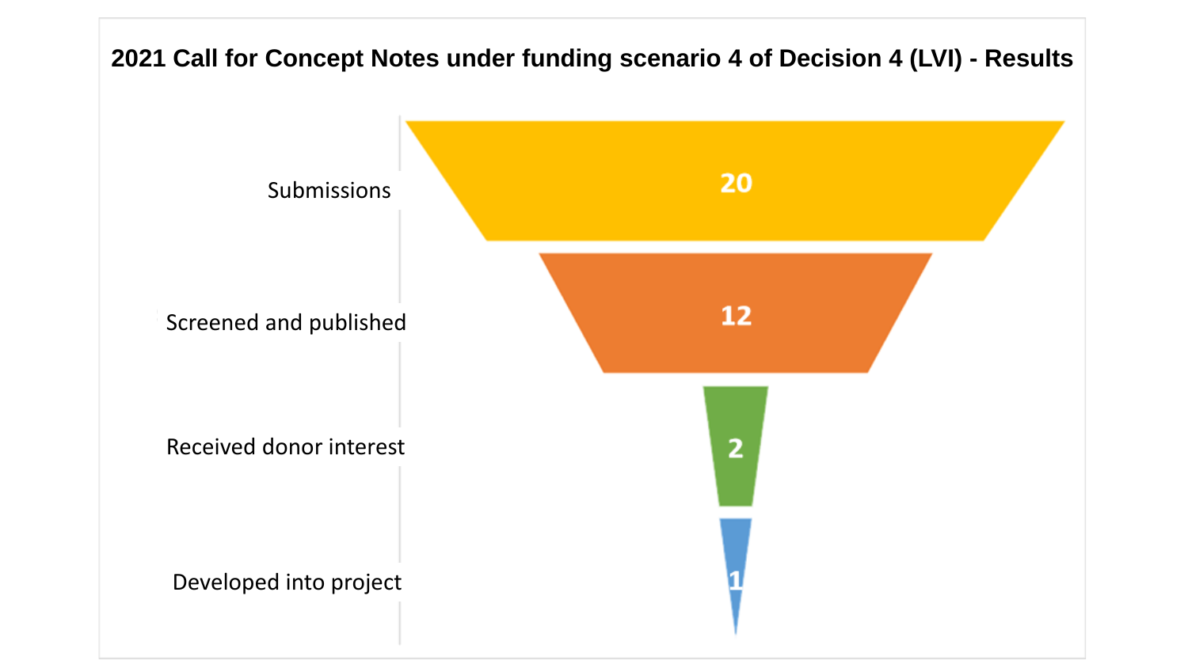## 2021 Call for Concept Notes under funding scenario 4 of Decision 4 (LVI) - Results

| Stage | Number |
| --- | --- |
| Submissions | 20 |
| Screened and published | 12 |
| Received donor interest | 2 |
| Developed into project | 1 |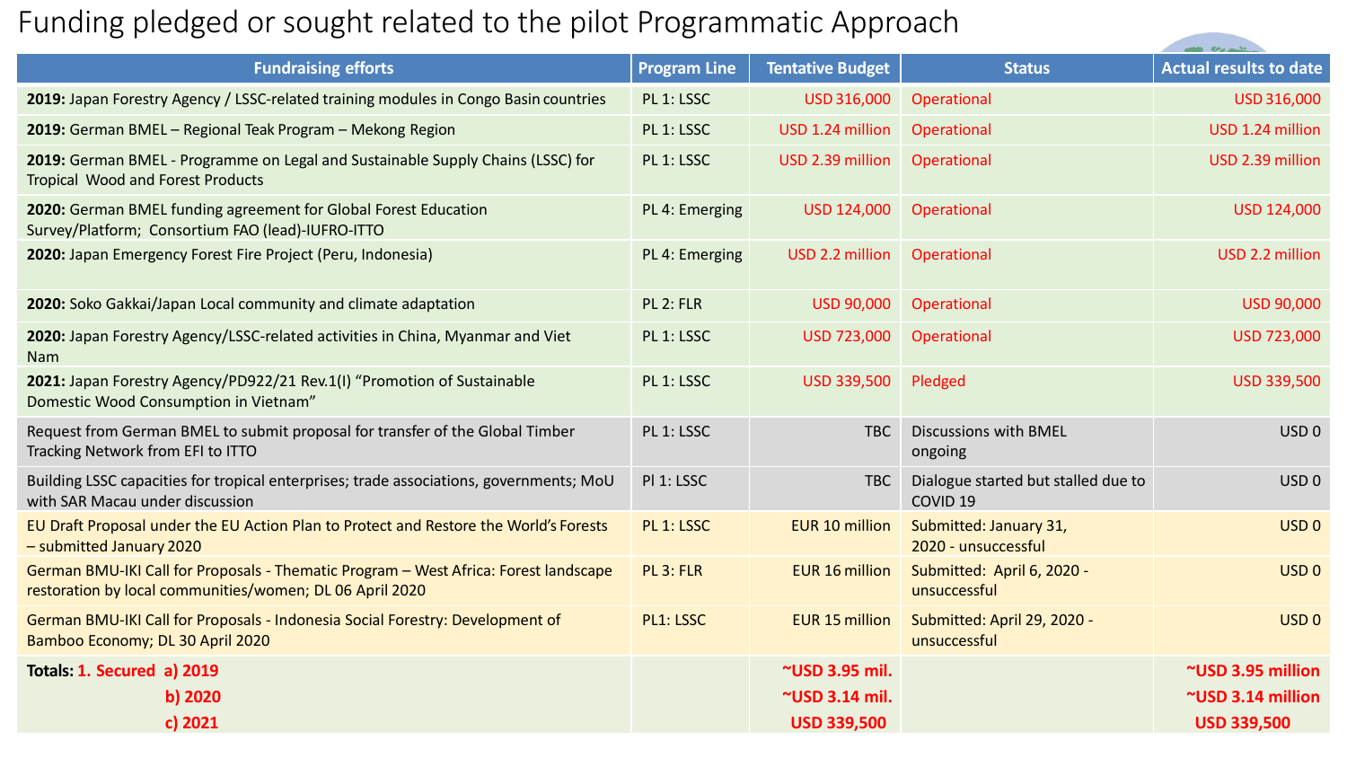# Funding pledged or sought related to the pilot Programmatic Approach

| Fundraising efforts | Program Line | Tentative Budget | Status | Actual results to date |
|---|---|---|---|---|
| **2019:** Japan Forestry Agency / LSSC-related training modules in Congo Basin countries | PL 1: LSSC | USD 316,000 | Operational | USD 316,000 |
| **2019:** German BMEL – Regional Teak Program – Mekong Region | PL 1: LSSC | USD 1.24 million | Operational | USD 1.24 million |
| **2019:** German BMEL - Programme on Legal and Sustainable Supply Chains (LSSC) for Tropical Wood and Forest Products | PL 1: LSSC | USD 2.39 million | Operational | USD 2.39 million |
| **2020:** German BMEL funding agreement for Global Forest Education Survey/Platform; Consortium FAO (lead)-IUFRO-ITTO | PL 4: Emerging | USD 124,000 | Operational | USD 124,000 |
| **2020:** Japan Emergency Forest Fire Project (Peru, Indonesia) | PL 4: Emerging | USD 2.2 million | Operational | USD 2.2 million |
| **2020:** Soko Gakkai/Japan Local community and climate adaptation | PL 2: FLR | USD 90,000 | Operational | USD 90,000 |
| **2020:** Japan Forestry Agency/LSSC-related activities in China, Myanmar and Viet Nam | PL 1: LSSC | USD 723,000 | Operational | USD 723,000 |
| **2021:** Japan Forestry Agency/PD922/21 Rev.1(I) "Promotion of Sustainable Domestic Wood Consumption in Vietnam" | PL 1: LSSC | USD 339,500 | Pledged | USD 339,500 |
| Request from German BMEL to submit proposal for transfer of the Global Timber Tracking Network from EFI to ITTO | PL 1: LSSC | TBC | Discussions with BMEL ongoing | USD 0 |
| Building LSSC capacities for tropical enterprises; trade associations, governments; MoU with SAR Macau under discussion | Pl 1: LSSC | TBC | Dialogue started but stalled due to COVID 19 | USD 0 |
| EU Draft Proposal under the EU Action Plan to Protect and Restore the World's Forests – submitted January 2020 | PL 1: LSSC | EUR 10 million | Submitted: January 31, 2020 - unsuccessful | USD 0 |
| German BMU-IKI Call for Proposals - Thematic Program – West Africa: Forest landscape restoration by local communities/women; DL 06 April 2020 | PL 3: FLR | EUR 16 million | Submitted: April 6, 2020 - unsuccessful | USD 0 |
| German BMU-IKI Call for Proposals - Indonesia Social Forestry: Development of Bamboo Economy; DL 30 April 2020 | PL1: LSSC | EUR 15 million | Submitted: April 29, 2020 - unsuccessful | USD 0 |
| **Totals: 1. Secured a) 2019** | | **~USD 3.95 mil.** | | **~USD 3.95 million** |
| **b) 2020** | | **~USD 3.14 mil.** | | **~USD 3.14 million** |
| **c) 2021** | | **USD 339,500** | | **USD 339,500** |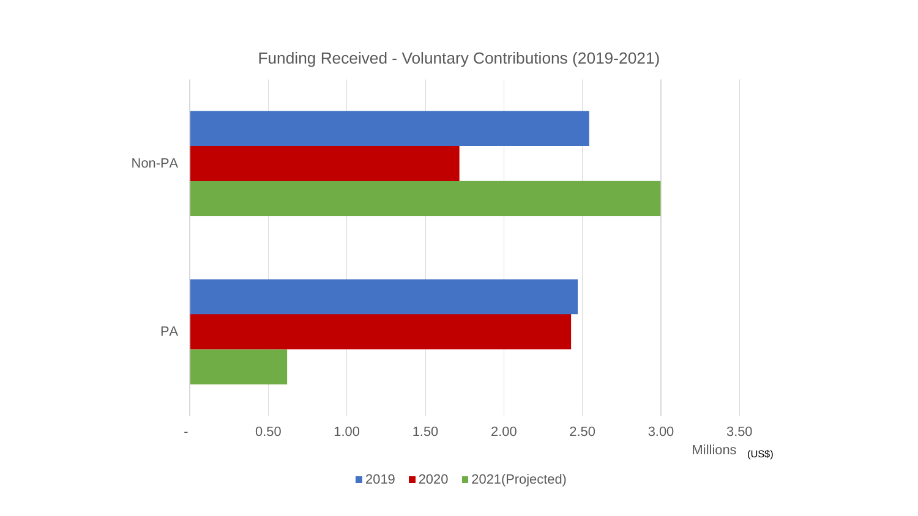Funding Received - Voluntary Contributions (2019-2021)

Non-PA

PA

- 0.50 1.00 1.50 2.00 2.50 3.00 3.50

Millions (US$)

2019 2020 2021(Projected)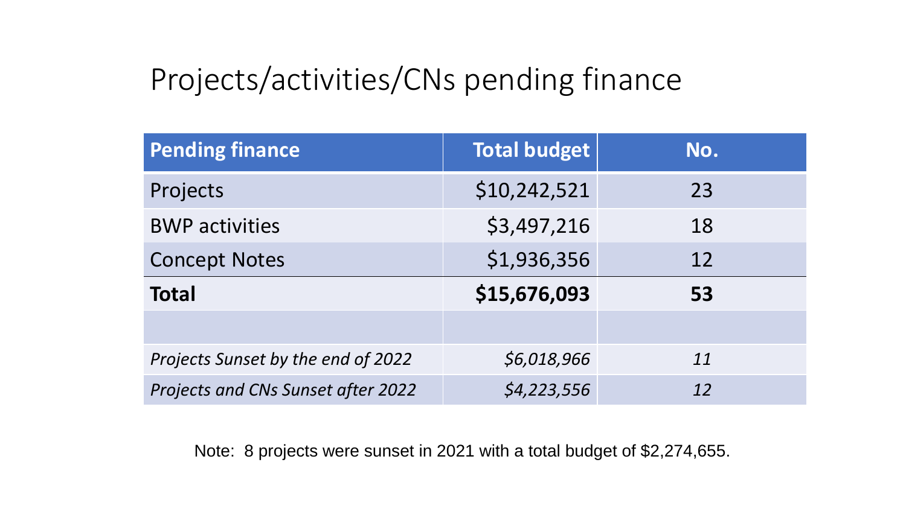# Projects/activities/CNs pending finance

| Pending finance | Total budget | No. |
|---|---:|:---:|
| Projects | $10,242,521 | 23 |
| BWP activities | $3,497,216 | 18 |
| Concept Notes | $1,936,356 | 12 |
| **Total** | **$15,676,093** | **53** |
| | | |
| *Projects Sunset by the end of 2022* | *$6,018,966* | *11* |
| *Projects and CNs Sunset after 2022* | *$4,223,556* | *12* |

Note: 8 projects were sunset in 2021 with a total budget of $2,274,655.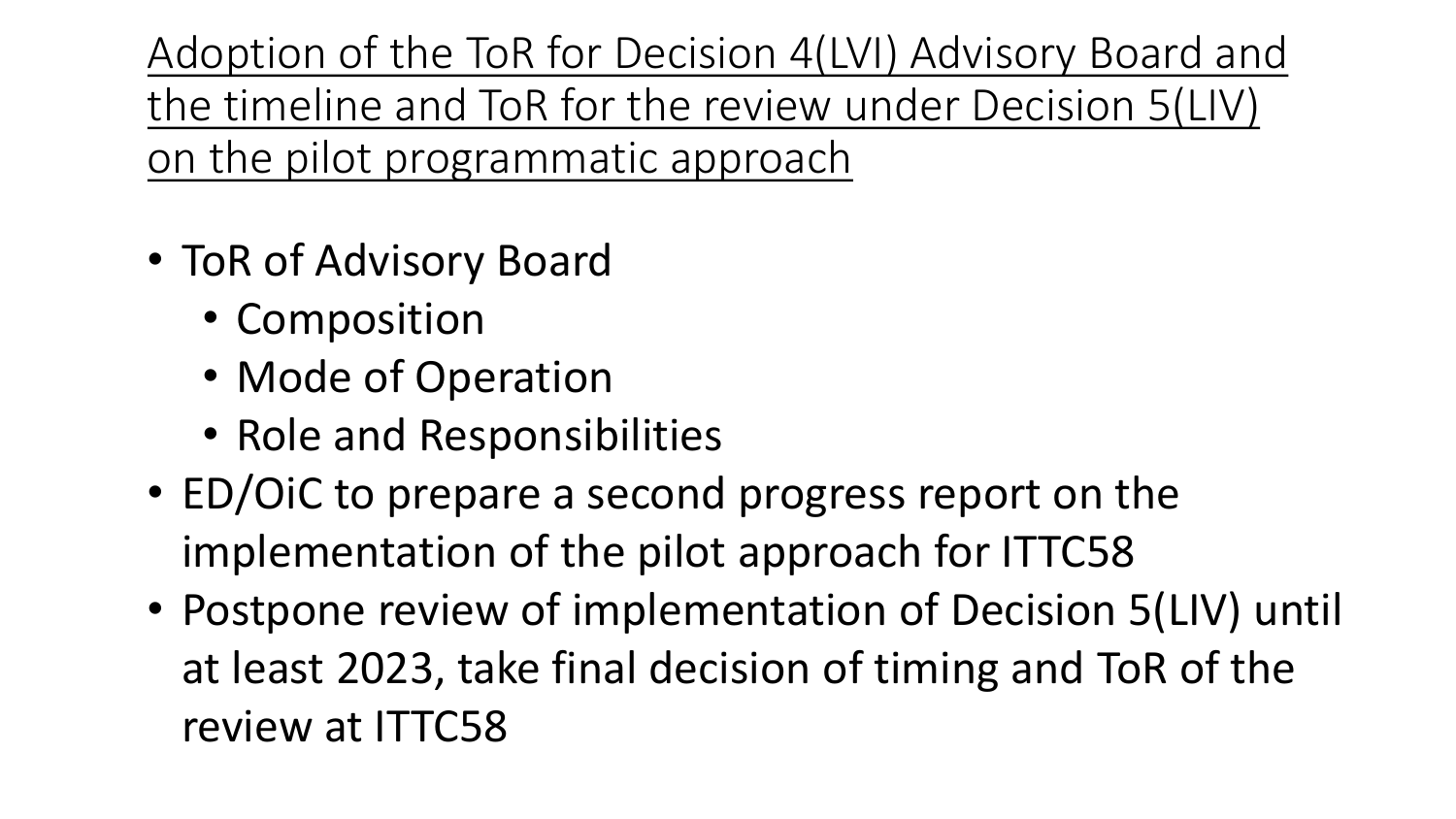<u>Adoption of the ToR for Decision 4(LVI) Advisory Board and the timeline and ToR for the review under Decision 5(LIV) on the pilot programmatic approach</u>

- ToR of Advisory Board
  - Composition
  - Mode of Operation
  - Role and Responsibilities
- ED/OiC to prepare a second progress report on the implementation of the pilot approach for ITTC58
- Postpone review of implementation of Decision 5(LIV) until at least 2023, take final decision of timing and ToR of the review at ITTC58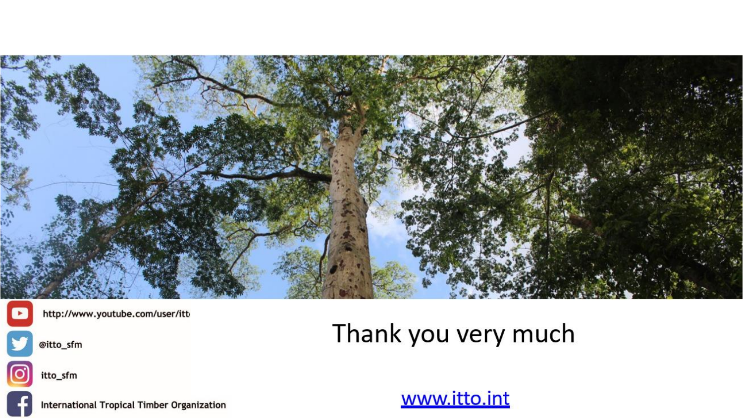http://www.youtube.com/user/itt

@itto_sfm

itto_sfm

International Tropical Timber Organization

Thank you very much

www.itto.int